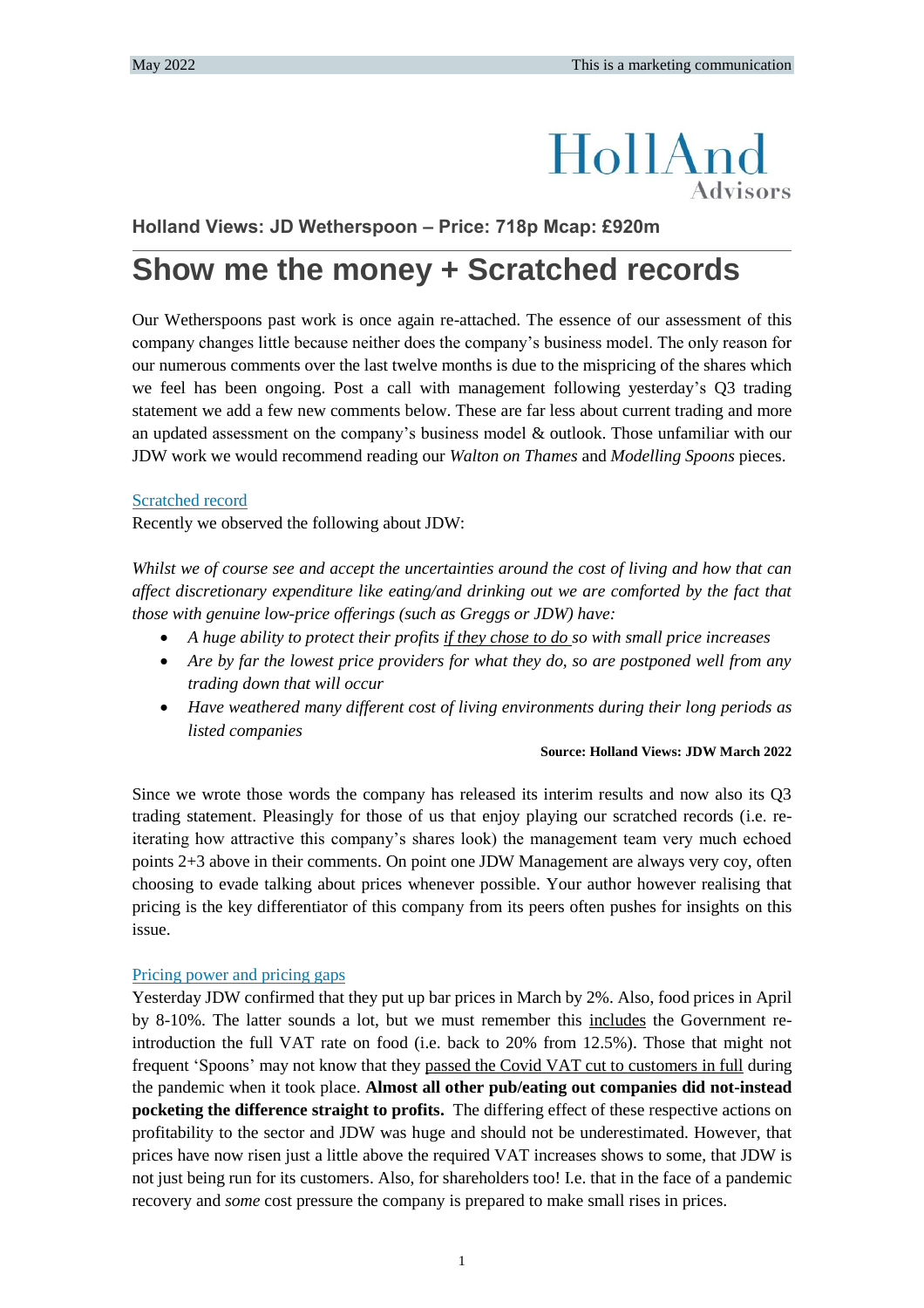May 2022 | This is a marketing communication

HollAnd Advisors

**Holland Views: JD Wetherspoon – Price: 718p Mcap: £920m**

# Show me the money + Scratched records

Our Wetherspoons past work is once again re-attached. The essence of our assessment of this company changes little because neither does the company's business model. The only reason for our numerous comments over the last twelve months is due to the mispricing of the shares which we feel has been ongoing. Post a call with management following yesterday's Q3 trading statement we add a few new comments below. These are far less about current trading and more an updated assessment on the company's business model & outlook. Those unfamiliar with our JDW work we would recommend reading our *Walton on Thames* and *Modelling Spoons* pieces.

## Scratched record

Recently we observed the following about JDW:

*Whilst we of course see and accept the uncertainties around the cost of living and how that can affect discretionary expenditure like eating/and drinking out we are comforted by the fact that those with genuine low-price offerings (such as Greggs or JDW) have:*

- *A huge ability to protect their profits if they chose to do so with small price increases*
- *Are by far the lowest price providers for what they do, so are postponed well from any trading down that will occur*
- *Have weathered many different cost of living environments during their long periods as listed companies*

**Source: Holland Views: JDW March 2022**

Since we wrote those words the company has released its interim results and now also its Q3 trading statement. Pleasingly for those of us that enjoy playing our scratched records (i.e. re-iterating how attractive this company's shares look) the management team very much echoed points 2+3 above in their comments. On point one JDW Management are always very coy, often choosing to evade talking about prices whenever possible. Your author however realising that pricing is the key differentiator of this company from its peers often pushes for insights on this issue.

## Pricing power and pricing gaps

Yesterday JDW confirmed that they put up bar prices in March by 2%. Also, food prices in April by 8-10%. The latter sounds a lot, but we must remember this includes the Government re-introduction the full VAT rate on food (i.e. back to 20% from 12.5%). Those that might not frequent 'Spoons' may not know that they passed the Covid VAT cut to customers in full during the pandemic when it took place. **Almost all other pub/eating out companies did not-instead pocketing the difference straight to profits.** The differing effect of these respective actions on profitability to the sector and JDW was huge and should not be underestimated. However, that prices have now risen just a little above the required VAT increases shows to some, that JDW is not just being run for its customers. Also, for shareholders too! I.e. that in the face of a pandemic recovery and *some* cost pressure the company is prepared to make small rises in prices.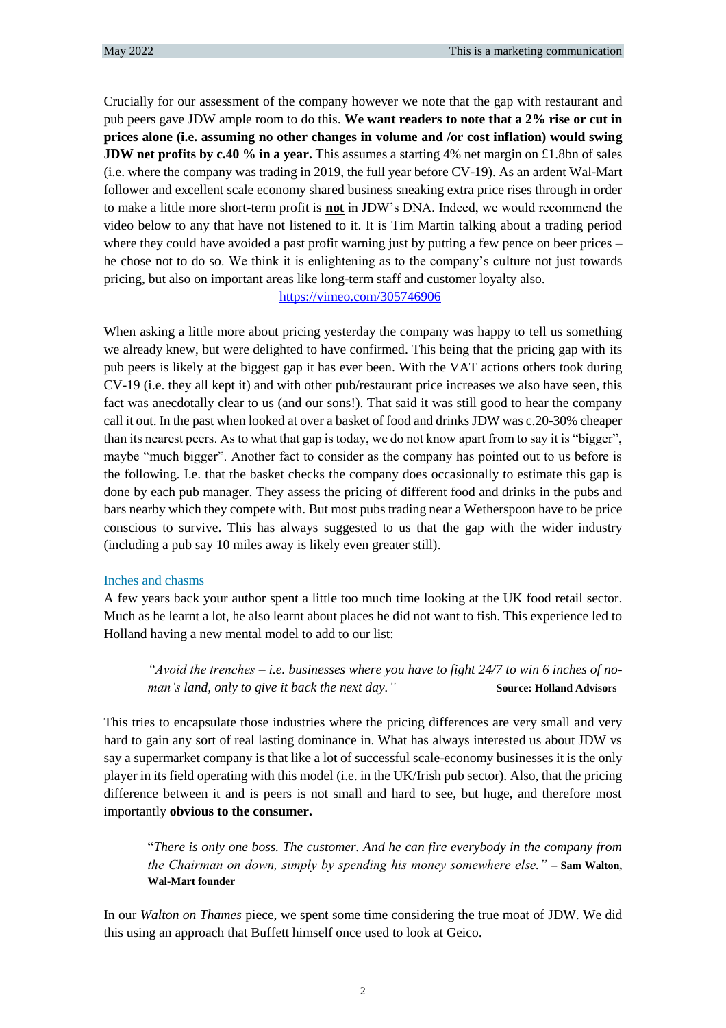Crucially for our assessment of the company however we note that the gap with restaurant and pub peers gave JDW ample room to do this. **We want readers to note that a 2% rise or cut in prices alone (i.e. assuming no other changes in volume and /or cost inflation) would swing JDW net profits by c.40 % in a year.** This assumes a starting 4% net margin on £1.8bn of sales (i.e. where the company was trading in 2019, the full year before CV-19). As an ardent Wal-Mart follower and excellent scale economy shared business sneaking extra price rises through in order to make a little more short-term profit is **not** in JDW's DNA. Indeed, we would recommend the video below to any that have not listened to it. It is Tim Martin talking about a trading period where they could have avoided a past profit warning just by putting a few pence on beer prices – he chose not to do so. We think it is enlightening as to the company's culture not just towards pricing, but also on important areas like long-term staff and customer loyalty also.

https://vimeo.com/305746906

When asking a little more about pricing yesterday the company was happy to tell us something we already knew, but were delighted to have confirmed. This being that the pricing gap with its pub peers is likely at the biggest gap it has ever been. With the VAT actions others took during CV-19 (i.e. they all kept it) and with other pub/restaurant price increases we also have seen, this fact was anecdotally clear to us (and our sons!). That said it was still good to hear the company call it out. In the past when looked at over a basket of food and drinks JDW was c.20-30% cheaper than its nearest peers. As to what that gap is today, we do not know apart from to say it is "bigger", maybe "much bigger". Another fact to consider as the company has pointed out to us before is the following. I.e. that the basket checks the company does occasionally to estimate this gap is done by each pub manager. They assess the pricing of different food and drinks in the pubs and bars nearby which they compete with. But most pubs trading near a Wetherspoon have to be price conscious to survive. This has always suggested to us that the gap with the wider industry (including a pub say 10 miles away is likely even greater still).

## Inches and chasms

A few years back your author spent a little too much time looking at the UK food retail sector. Much as he learnt a lot, he also learnt about places he did not want to fish. This experience led to Holland having a new mental model to add to our list:

> *"Avoid the trenches – i.e. businesses where you have to fight 24/7 to win 6 inches of no-man's land, only to give it back the next day."* **Source: Holland Advisors**

This tries to encapsulate those industries where the pricing differences are very small and very hard to gain any sort of real lasting dominance in. What has always interested us about JDW vs say a supermarket company is that like a lot of successful scale-economy businesses it is the only player in its field operating with this model (i.e. in the UK/Irish pub sector). Also, that the pricing difference between it and is peers is not small and hard to see, but huge, and therefore most importantly **obvious to the consumer.**

> "*There is only one boss. The customer. And he can fire everybody in the company from the Chairman on down, simply by spending his money somewhere else."* – **Sam Walton, Wal-Mart founder**

In our *Walton on Thames* piece, we spent some time considering the true moat of JDW. We did this using an approach that Buffett himself once used to look at Geico.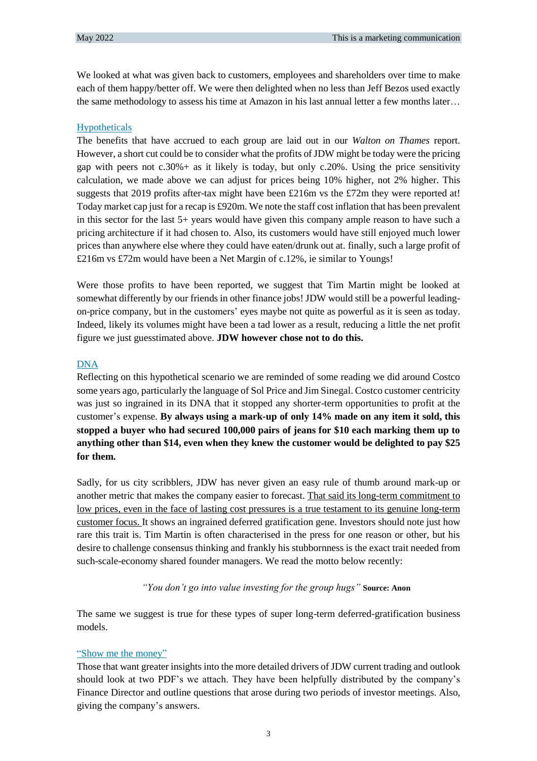We looked at what was given back to customers, employees and shareholders over time to make each of them happy/better off. We were then delighted when no less than Jeff Bezos used exactly the same methodology to assess his time at Amazon in his last annual letter a few months later…

### Hypotheticals

The benefits that have accrued to each group are laid out in our *Walton on Thames* report. However, a short cut could be to consider what the profits of JDW might be today were the pricing gap with peers not c.30%+ as it likely is today, but only c.20%. Using the price sensitivity calculation, we made above we can adjust for prices being 10% higher, not 2% higher. This suggests that 2019 profits after-tax might have been £216m vs the £72m they were reported at! Today market cap just for a recap is £920m. We note the staff cost inflation that has been prevalent in this sector for the last 5+ years would have given this company ample reason to have such a pricing architecture if it had chosen to. Also, its customers would have still enjoyed much lower prices than anywhere else where they could have eaten/drunk out at. finally, such a large profit of £216m vs £72m would have been a Net Margin of c.12%, ie similar to Youngs!

Were those profits to have been reported, we suggest that Tim Martin might be looked at somewhat differently by our friends in other finance jobs! JDW would still be a powerful leading-on-price company, but in the customers' eyes maybe not quite as powerful as it is seen as today. Indeed, likely its volumes might have been a tad lower as a result, reducing a little the net profit figure we just guesstimated above. **JDW however chose not to do this.**

### DNA

Reflecting on this hypothetical scenario we are reminded of some reading we did around Costco some years ago, particularly the language of Sol Price and Jim Sinegal. Costco customer centricity was just so ingrained in its DNA that it stopped any shorter-term opportunities to profit at the customer's expense. **By always using a mark-up of only 14% made on any item it sold, this stopped a buyer who had secured 100,000 pairs of jeans for $10 each marking them up to anything other than $14, even when they knew the customer would be delighted to pay $25 for them.**

Sadly, for us city scribblers, JDW has never given an easy rule of thumb around mark-up or another metric that makes the company easier to forecast. <u>That said its long-term commitment to low prices, even in the face of lasting cost pressures is a true testament to its genuine long-term customer focus.</u> It shows an ingrained deferred gratification gene. Investors should note just how rare this trait is. Tim Martin is often characterised in the press for one reason or other, but his desire to challenge consensus thinking and frankly his stubbornness is the exact trait needed from such-scale-economy shared founder managers. We read the motto below recently:

*"You don't go into value investing for the group hugs"* **Source: Anon**

The same we suggest is true for these types of super long-term deferred-gratification business models.

### "Show me the money"

Those that want greater insights into the more detailed drivers of JDW current trading and outlook should look at two PDF's we attach. They have been helpfully distributed by the company's Finance Director and outline questions that arose during two periods of investor meetings. Also, giving the company's answers.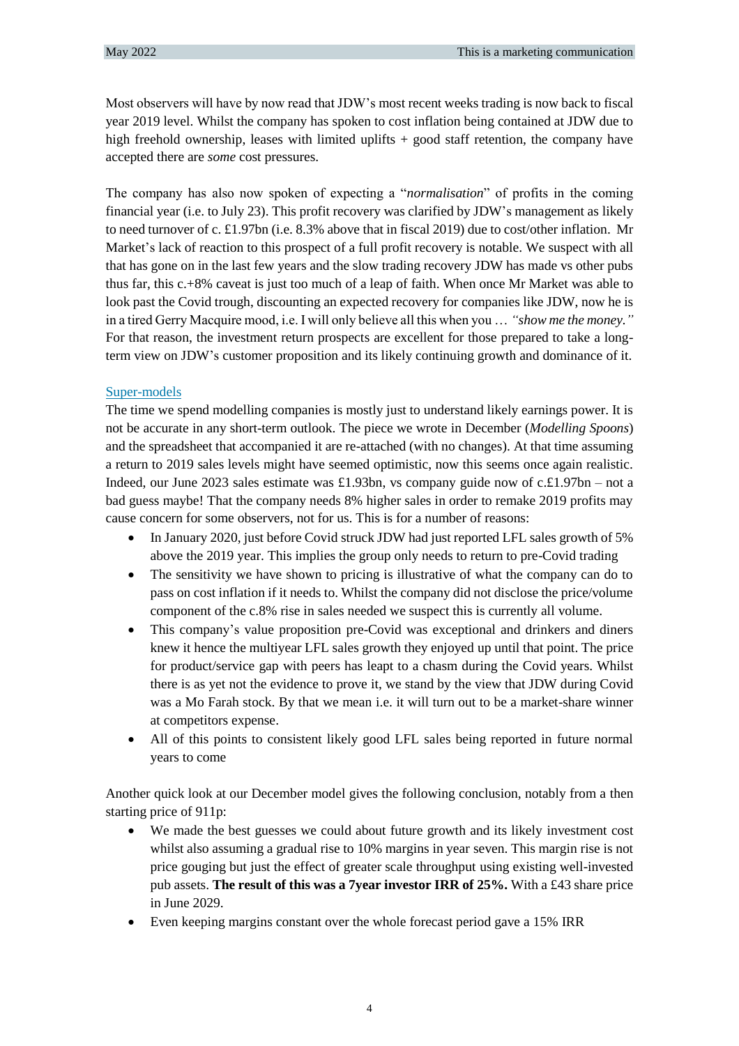Most observers will have by now read that JDW's most recent weeks trading is now back to fiscal year 2019 level. Whilst the company has spoken to cost inflation being contained at JDW due to high freehold ownership, leases with limited uplifts + good staff retention, the company have accepted there are *some* cost pressures.

The company has also now spoken of expecting a "*normalisation*" of profits in the coming financial year (i.e. to July 23). This profit recovery was clarified by JDW's management as likely to need turnover of c. £1.97bn (i.e. 8.3% above that in fiscal 2019) due to cost/other inflation. Mr Market's lack of reaction to this prospect of a full profit recovery is notable. We suspect with all that has gone on in the last few years and the slow trading recovery JDW has made vs other pubs thus far, this c.+8% caveat is just too much of a leap of faith. When once Mr Market was able to look past the Covid trough, discounting an expected recovery for companies like JDW, now he is in a tired Gerry Macquire mood, i.e. I will only believe all this when you … *"show me the money."* For that reason, the investment return prospects are excellent for those prepared to take a long-term view on JDW's customer proposition and its likely continuing growth and dominance of it.

## Super-models

The time we spend modelling companies is mostly just to understand likely earnings power. It is not be accurate in any short-term outlook. The piece we wrote in December (*Modelling Spoons*) and the spreadsheet that accompanied it are re-attached (with no changes). At that time assuming a return to 2019 sales levels might have seemed optimistic, now this seems once again realistic. Indeed, our June 2023 sales estimate was £1.93bn, vs company guide now of c.£1.97bn – not a bad guess maybe! That the company needs 8% higher sales in order to remake 2019 profits may cause concern for some observers, not for us. This is for a number of reasons:

- In January 2020, just before Covid struck JDW had just reported LFL sales growth of 5% above the 2019 year. This implies the group only needs to return to pre-Covid trading
- The sensitivity we have shown to pricing is illustrative of what the company can do to pass on cost inflation if it needs to. Whilst the company did not disclose the price/volume component of the c.8% rise in sales needed we suspect this is currently all volume.
- This company's value proposition pre-Covid was exceptional and drinkers and diners knew it hence the multiyear LFL sales growth they enjoyed up until that point. The price for product/service gap with peers has leapt to a chasm during the Covid years. Whilst there is as yet not the evidence to prove it, we stand by the view that JDW during Covid was a Mo Farah stock. By that we mean i.e. it will turn out to be a market-share winner at competitors expense.
- All of this points to consistent likely good LFL sales being reported in future normal years to come

Another quick look at our December model gives the following conclusion, notably from a then starting price of 911p:

- We made the best guesses we could about future growth and its likely investment cost whilst also assuming a gradual rise to 10% margins in year seven. This margin rise is not price gouging but just the effect of greater scale throughput using existing well-invested pub assets. **The result of this was a 7year investor IRR of 25%.** With a £43 share price in June 2029.
- Even keeping margins constant over the whole forecast period gave a 15% IRR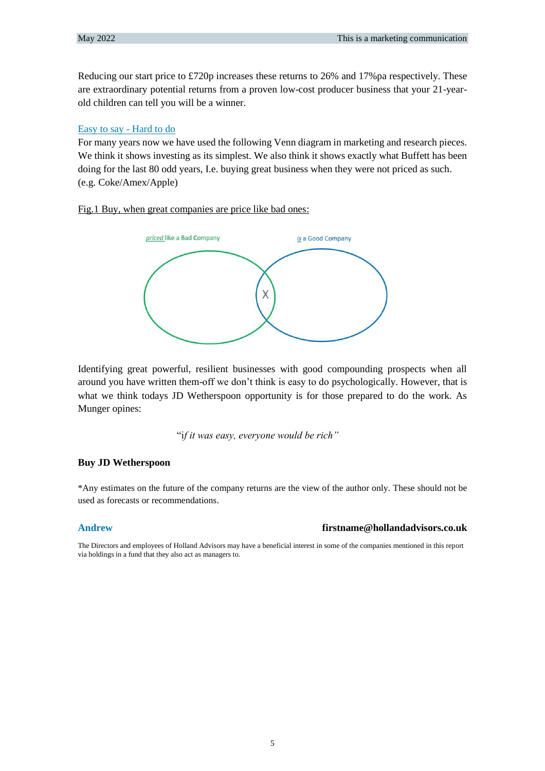Reducing our start price to £720p increases these returns to 26% and 17%pa respectively. These are extraordinary potential returns from a proven low-cost producer business that your 21-year-old children can tell you will be a winner.

Easy to say - Hard to do

For many years now we have used the following Venn diagram in marketing and research pieces. We think it shows investing as its simplest. We also think it shows exactly what Buffett has been doing for the last 80 odd years, I.e. buying great business when they were not priced as such. (e.g. Coke/Amex/Apple)

Fig.1 Buy, when great companies are price like bad ones:

*priced* like a Bad Company

*is* a Good Company

X

Identifying great powerful, resilient businesses with good compounding prospects when all around you have written them-off we don't think is easy to do psychologically. However, that is what we think todays JD Wetherspoon opportunity is for those prepared to do the work. As Munger opines:

"i*f it was easy, everyone would be rich"*

**Buy JD Wetherspoon**

*Any estimates on the future of the company returns are the view of the author only. These should not be used as forecasts or recommendations.

**Andrew** **firstname@hollandadvisors.co.uk**

The Directors and employees of Holland Advisors may have a beneficial interest in some of the companies mentioned in this report via holdings in a fund that they also act as managers to.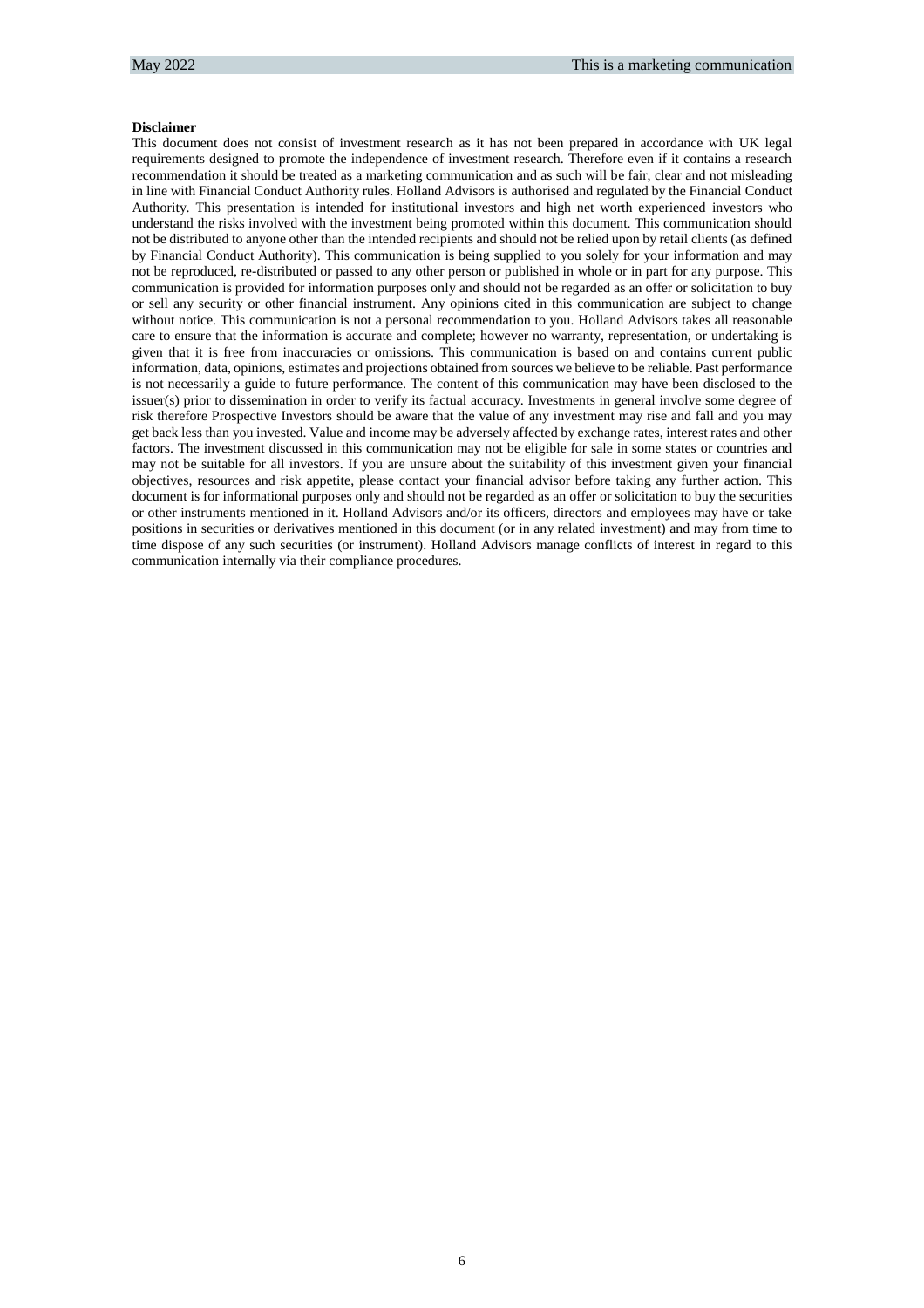**Disclaimer**

This document does not consist of investment research as it has not been prepared in accordance with UK legal requirements designed to promote the independence of investment research. Therefore even if it contains a research recommendation it should be treated as a marketing communication and as such will be fair, clear and not misleading in line with Financial Conduct Authority rules. Holland Advisors is authorised and regulated by the Financial Conduct Authority. This presentation is intended for institutional investors and high net worth experienced investors who understand the risks involved with the investment being promoted within this document. This communication should not be distributed to anyone other than the intended recipients and should not be relied upon by retail clients (as defined by Financial Conduct Authority). This communication is being supplied to you solely for your information and may not be reproduced, re-distributed or passed to any other person or published in whole or in part for any purpose. This communication is provided for information purposes only and should not be regarded as an offer or solicitation to buy or sell any security or other financial instrument. Any opinions cited in this communication are subject to change without notice. This communication is not a personal recommendation to you. Holland Advisors takes all reasonable care to ensure that the information is accurate and complete; however no warranty, representation, or undertaking is given that it is free from inaccuracies or omissions. This communication is based on and contains current public information, data, opinions, estimates and projections obtained from sources we believe to be reliable. Past performance is not necessarily a guide to future performance. The content of this communication may have been disclosed to the issuer(s) prior to dissemination in order to verify its factual accuracy. Investments in general involve some degree of risk therefore Prospective Investors should be aware that the value of any investment may rise and fall and you may get back less than you invested. Value and income may be adversely affected by exchange rates, interest rates and other factors. The investment discussed in this communication may not be eligible for sale in some states or countries and may not be suitable for all investors. If you are unsure about the suitability of this investment given your financial objectives, resources and risk appetite, please contact your financial advisor before taking any further action. This document is for informational purposes only and should not be regarded as an offer or solicitation to buy the securities or other instruments mentioned in it. Holland Advisors and/or its officers, directors and employees may have or take positions in securities or derivatives mentioned in this document (or in any related investment) and may from time to time dispose of any such securities (or instrument). Holland Advisors manage conflicts of interest in regard to this communication internally via their compliance procedures.